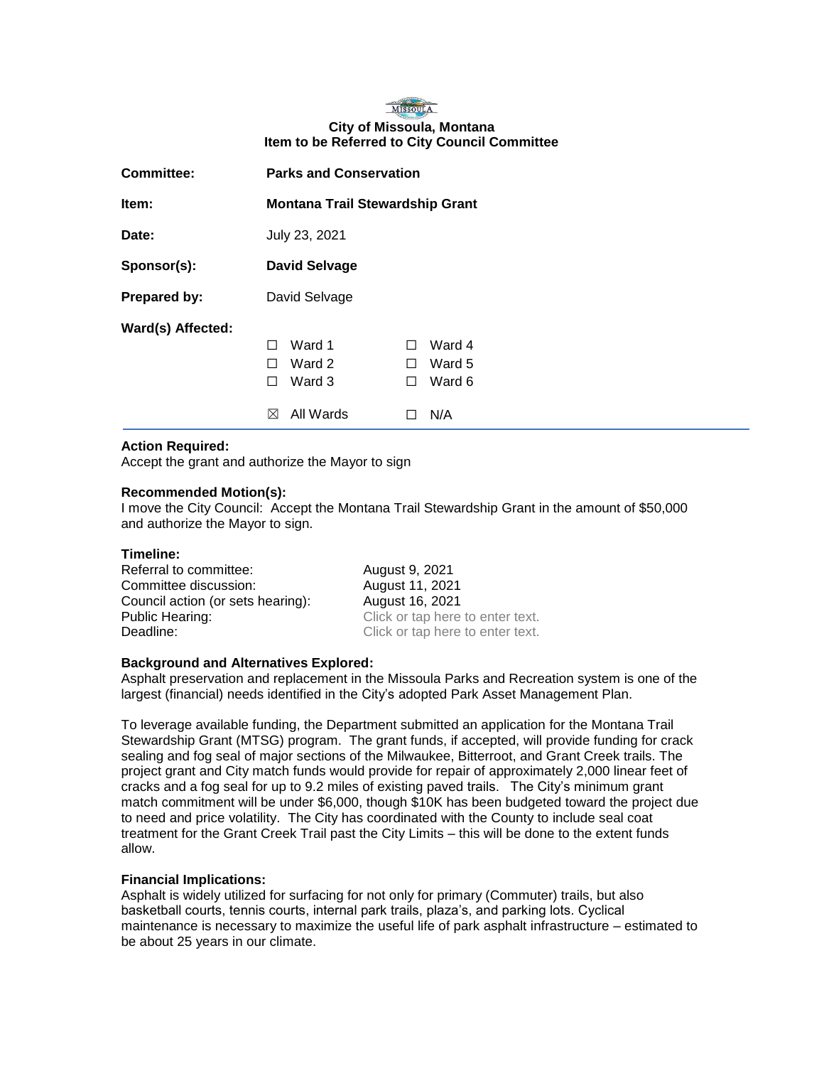**City of Missoula, Montana**
**Item to be Referred to City Council Committee**

| | |
|---|---|
| **Committee:** | **Parks and Conservation** |
| **Item:** | **Montana Trail Stewardship Grant** |
| **Date:** | July 23, 2021 |
| **Sponsor(s):** | **David Selvage** |
| **Prepared by:** | David Selvage |
| **Ward(s) Affected:** | ☐ Ward 1 ☐ Ward 4<br>☐ Ward 2 ☐ Ward 5<br>☐ Ward 3 ☐ Ward 6<br>☒ All Wards ☐ N/A |

---

### Action Required:

Accept the grant and authorize the Mayor to sign

### Recommended Motion(s):

I move the City Council: Accept the Montana Trail Stewardship Grant in the amount of $50,000 and authorize the Mayor to sign.

### Timeline:

| | |
|---|---|
| Referral to committee: | August 9, 2021 |
| Committee discussion: | August 11, 2021 |
| Council action (or sets hearing): | August 16, 2021 |
| Public Hearing: | Click or tap here to enter text. |
| Deadline: | Click or tap here to enter text. |

### Background and Alternatives Explored:

Asphalt preservation and replacement in the Missoula Parks and Recreation system is one of the largest (financial) needs identified in the City's adopted Park Asset Management Plan.

To leverage available funding, the Department submitted an application for the Montana Trail Stewardship Grant (MTSG) program. The grant funds, if accepted, will provide funding for crack sealing and fog seal of major sections of the Milwaukee, Bitterroot, and Grant Creek trails. The project grant and City match funds would provide for repair of approximately 2,000 linear feet of cracks and a fog seal for up to 9.2 miles of existing paved trails. The City's minimum grant match commitment will be under $6,000, though $10K has been budgeted toward the project due to need and price volatility. The City has coordinated with the County to include seal coat treatment for the Grant Creek Trail past the City Limits – this will be done to the extent funds allow.

### Financial Implications:

Asphalt is widely utilized for surfacing for not only for primary (Commuter) trails, but also basketball courts, tennis courts, internal park trails, plaza's, and parking lots. Cyclical maintenance is necessary to maximize the useful life of park asphalt infrastructure – estimated to be about 25 years in our climate.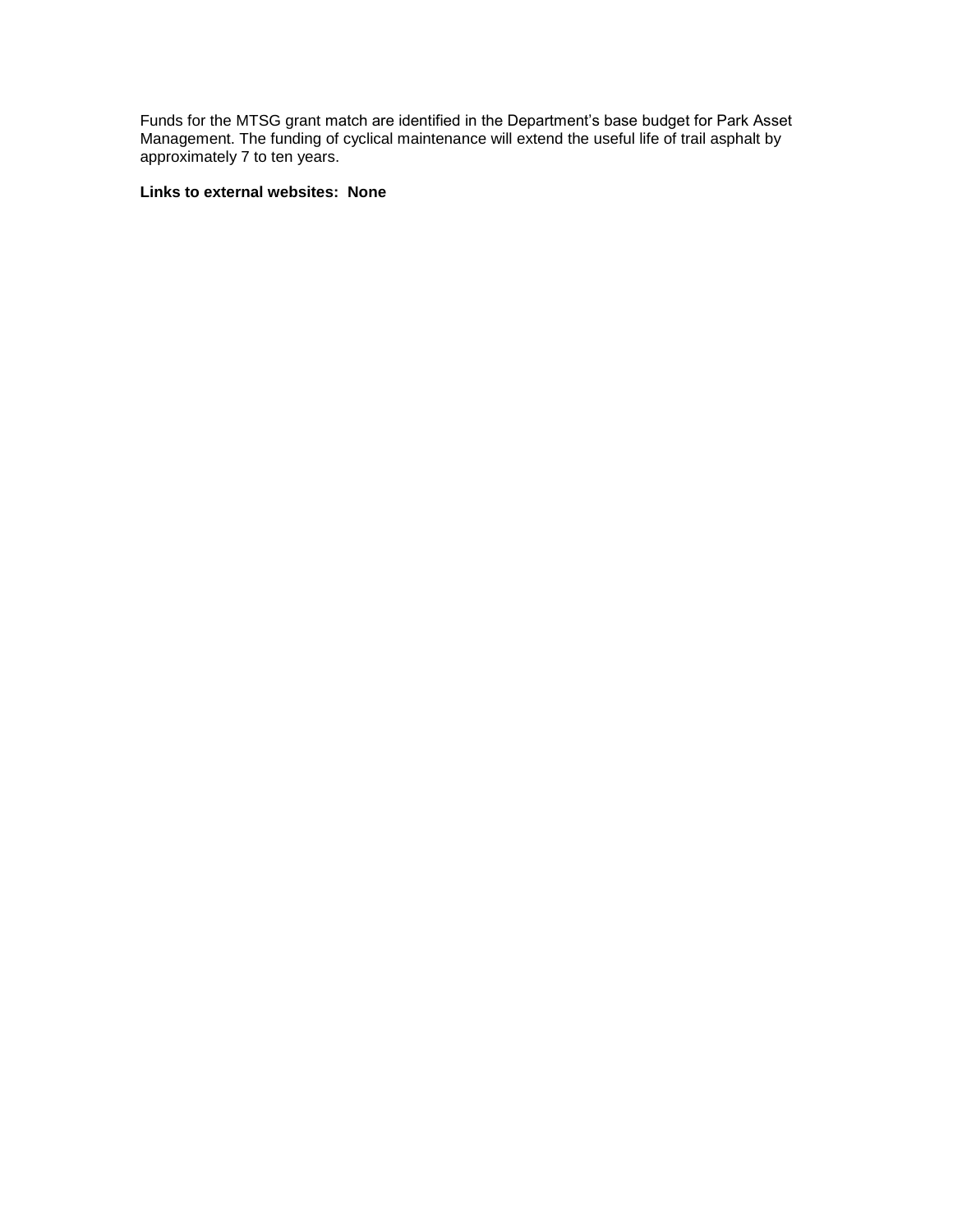Funds for the MTSG grant match are identified in the Department's base budget for Park Asset Management. The funding of cyclical maintenance will extend the useful life of trail asphalt by approximately 7 to ten years.

**Links to external websites: None**